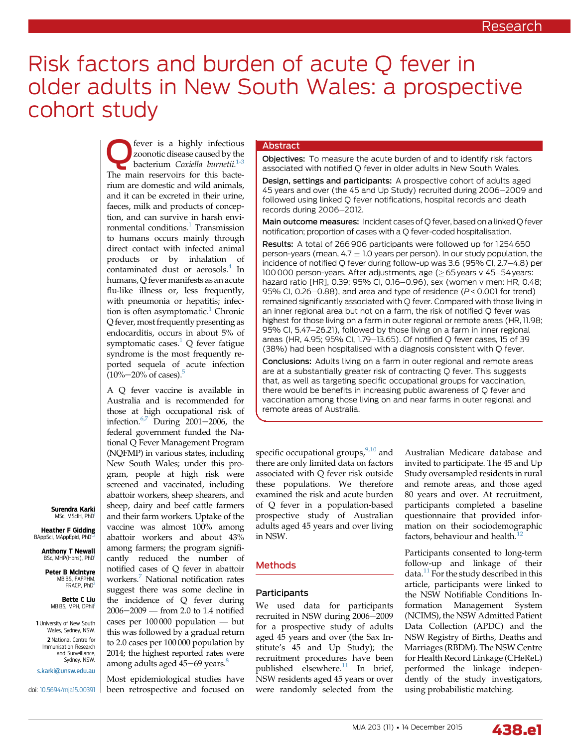# Risk factors and burden of acute Q fever in older adults in New South Wales: a prospective cohort study

**Surendra Karki** MSc, MScIH, PhD[1]

**Heather F Gidding** BAppSci, MAppEpid, PhD[1,2]

**Anthony T Newall** BSc, MHP(Hons), PhD[1]

**Peter B McIntyre** MB BS, FAFPHM, FRACP, PhD[2]

**Bette C Liu** MB BS, MPH, DPhil[1]

1 University of New South Wales, Sydney, NSW.
2 National Centre for Immunisation Research and Surveillance, Sydney, NSW.

s.karki@unsw.edu.au

doi: 10.5694/mja15.00391

## Abstract

**Objectives:** To measure the acute burden of and to identify risk factors associated with notified Q fever in older adults in New South Wales.

**Design, settings and participants:** A prospective cohort of adults aged 45 years and over (the 45 and Up Study) recruited during 2006–2009 and followed using linked Q fever notifications, hospital records and death records during 2006–2012.

**Main outcome measures:** Incident cases of Q fever, based on a linked Q fever notification; proportion of cases with a Q fever-coded hospitalisation.

**Results:** A total of 266 906 participants were followed up for 1 254 650 person-years (mean, 4.7 ± 1.0 years per person). In our study population, the incidence of notified Q fever during follow-up was 3.6 (95% CI, 2.7–4.8) per 100 000 person-years. After adjustments, age (≥ 65 years v 45–54 years: hazard ratio [HR], 0.39; 95% CI, 0.16–0.96), sex (women v men: HR, 0.48; 95% CI, 0.26–0.88), and area and type of residence ($P < 0.001$ for trend) remained significantly associated with Q fever. Compared with those living in an inner regional area but not on a farm, the risk of notified Q fever was highest for those living on a farm in outer regional or remote areas (HR, 11.98; 95% CI, 5.47–26.21), followed by those living on a farm in inner regional areas (HR, 4.95; 95% CI, 1.79–13.65). Of notified Q fever cases, 15 of 39 (38%) had been hospitalised with a diagnosis consistent with Q fever.

**Conclusions:** Adults living on a farm in outer regional and remote areas are at a substantially greater risk of contracting Q fever. This suggests that, as well as targeting specific occupational groups for vaccination, there would be benefits in increasing public awareness of Q fever and vaccination among those living on and near farms in outer regional and remote areas of Australia.

Q fever is a highly infectious zoonotic disease caused by the bacterium *Coxiella burnetii*.[1-3] The main reservoirs for this bacterium are domestic and wild animals, and it can be excreted in their urine, faeces, milk and products of conception, and can survive in harsh environmental conditions.[1] Transmission to humans occurs mainly through direct contact with infected animal products or by inhalation of contaminated dust or aerosols.[4] In humans, Q fever manifests as an acute flu-like illness or, less frequently, with pneumonia or hepatitis; infection is often asymptomatic.[1] Chronic Q fever, most frequently presenting as endocarditis, occurs in about 5% of symptomatic cases.[1] Q fever fatigue syndrome is the most frequently reported sequela of acute infection (10%–20% of cases).[5]

A Q fever vaccine is available in Australia and is recommended for those at high occupational risk of infection.[6,7] During 2001–2006, the federal government funded the National Q Fever Management Program (NQFMP) in various states, including New South Wales; under this program, people at high risk were screened and vaccinated, including abattoir workers, sheep shearers, and sheep, dairy and beef cattle farmers and their farm workers. Uptake of the vaccine was almost 100% among abattoir workers and about 43% among farmers; the program significantly reduced the number of notified cases of Q fever in abattoir workers.[7] National notification rates suggest there was some decline in the incidence of Q fever during 2006–2009 — from 2.0 to 1.4 notified cases per 100 000 population — but this was followed by a gradual return to 2.0 cases per 100 000 population by 2014; the highest reported rates were among adults aged 45–69 years.[8]

Most epidemiological studies have been retrospective and focused on specific occupational groups,[9,10] and there are only limited data on factors associated with Q fever risk outside these populations. We therefore examined the risk and acute burden of Q fever in a population-based prospective study of Australian adults aged 45 years and over living in NSW.

## Methods

### Participants

We used data for participants recruited in NSW during 2006–2009 for a prospective study of adults aged 45 years and over (the Sax Institute's 45 and Up Study); the recruitment procedures have been published elsewhere.[11] In brief, NSW residents aged 45 years or over were randomly selected from the Australian Medicare database and invited to participate. The 45 and Up Study oversampled residents in rural and remote areas, and those aged 80 years and over. At recruitment, participants completed a baseline questionnaire that provided information on their sociodemographic factors, behaviour and health.[12]

Participants consented to long-term follow-up and linkage of their data.[11] For the study described in this article, participants were linked to the NSW Notifiable Conditions Information Management System (NCIMS), the NSW Admitted Patient Data Collection (APDC) and the NSW Registry of Births, Deaths and Marriages (RBDM). The NSW Centre for Health Record Linkage (CHeReL) performed the linkage independently of the study investigators, using probabilistic matching.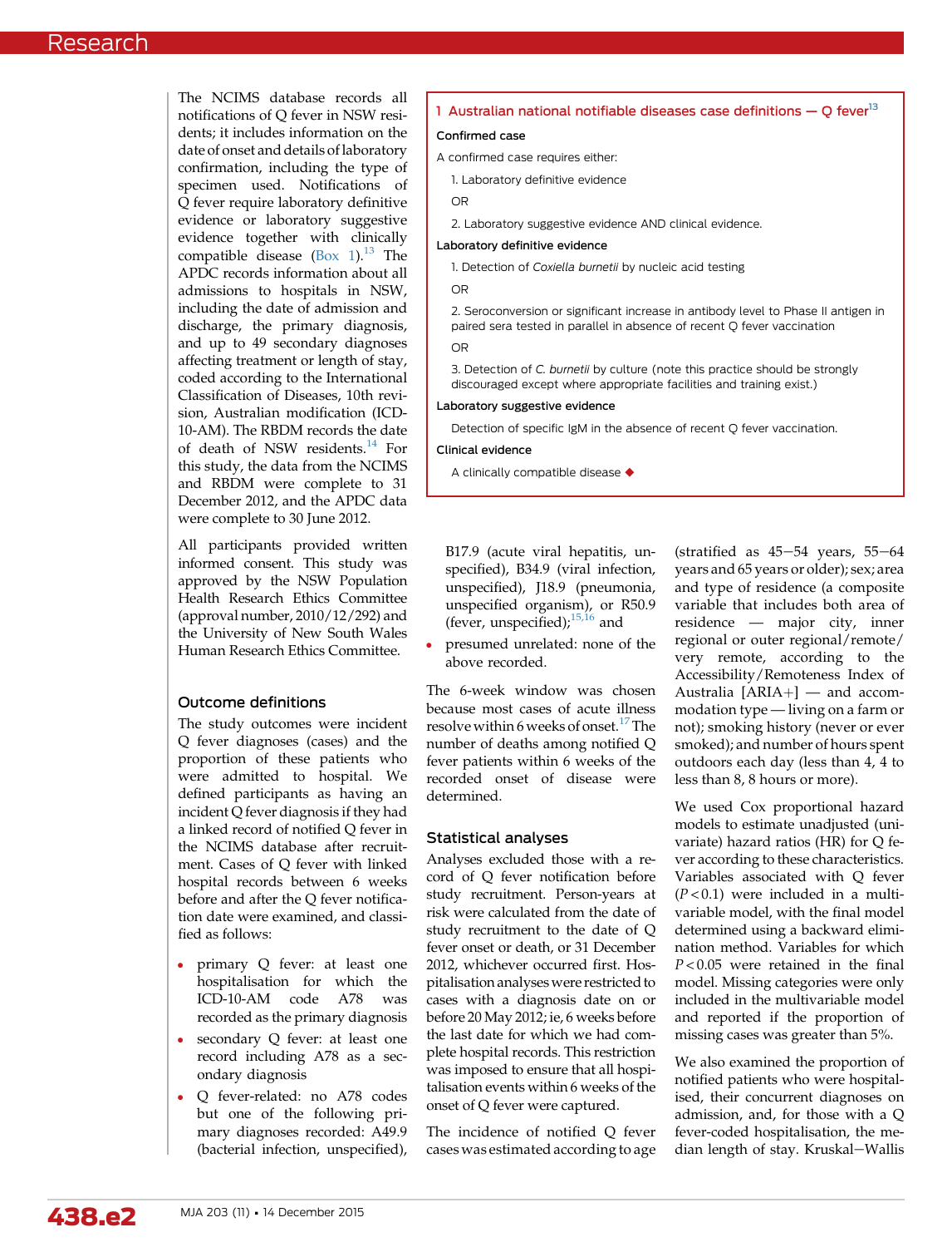The NCIMS database records all notifications of Q fever in NSW residents; it includes information on the date of onset and details of laboratory confirmation, including the type of specimen used. Notifications of Q fever require laboratory definitive evidence or laboratory suggestive evidence together with clinically compatible disease (Box 1).[13] The APDC records information about all admissions to hospitals in NSW, including the date of admission and discharge, the primary diagnosis, and up to 49 secondary diagnoses affecting treatment or length of stay, coded according to the International Classification of Diseases, 10th revision, Australian modification (ICD-10-AM). The RBDM records the date of death of NSW residents.[14] For this study, the data from the NCIMS and RBDM were complete to 31 December 2012, and the APDC data were complete to 30 June 2012.

All participants provided written informed consent. This study was approved by the NSW Population Health Research Ethics Committee (approval number, 2010/12/292) and the University of New South Wales Human Research Ethics Committee.

### 1 Australian national notifiable diseases case definitions — Q fever[13]

**Confirmed case**

A confirmed case requires either:

1. Laboratory definitive evidence

OR

2. Laboratory suggestive evidence AND clinical evidence.

**Laboratory definitive evidence**

1. Detection of *Coxiella burnetii* by nucleic acid testing

OR

2. Seroconversion or significant increase in antibody level to Phase II antigen in paired sera tested in parallel in absence of recent Q fever vaccination

OR

3. Detection of *C. burnetii* by culture (note this practice should be strongly discouraged except where appropriate facilities and training exist.)

**Laboratory suggestive evidence**

Detection of specific IgM in the absence of recent Q fever vaccination.

**Clinical evidence**

A clinically compatible disease ◆

## Outcome definitions

The study outcomes were incident Q fever diagnoses (cases) and the proportion of these patients who were admitted to hospital. We defined participants as having an incident Q fever diagnosis if they had a linked record of notified Q fever in the NCIMS database after recruitment. Cases of Q fever with linked hospital records between 6 weeks before and after the Q fever notification date were examined, and classified as follows:

- primary Q fever: at least one hospitalisation for which the ICD-10-AM code A78 was recorded as the primary diagnosis
- secondary Q fever: at least one record including A78 as a secondary diagnosis
- Q fever-related: no A78 codes but one of the following primary diagnoses recorded: A49.9 (bacterial infection, unspecified), B17.9 (acute viral hepatitis, unspecified), B34.9 (viral infection, unspecified), J18.9 (pneumonia, unspecified organism), or R50.9 (fever, unspecified);[15,16] and
- presumed unrelated: none of the above recorded.

The 6-week window was chosen because most cases of acute illness resolve within 6 weeks of onset.[17] The number of deaths among notified Q fever patients within 6 weeks of the recorded onset of disease were determined.

## Statistical analyses

Analyses excluded those with a record of Q fever notification before study recruitment. Person-years at risk were calculated from the date of study recruitment to the date of Q fever onset or death, or 31 December 2012, whichever occurred first. Hospitalisation analyses were restricted to cases with a diagnosis date on or before 20 May 2012; ie, 6 weeks before the last date for which we had complete hospital records. This restriction was imposed to ensure that all hospitalisation events within 6 weeks of the onset of Q fever were captured.

The incidence of notified Q fever cases was estimated according to age (stratified as 45–54 years, 55–64 years and 65 years or older); sex; area and type of residence (a composite variable that includes both area of residence — major city, inner regional or outer regional/remote/very remote, according to the Accessibility/Remoteness Index of Australia [ARIA+] — and accommodation type — living on a farm or not); smoking history (never or ever smoked); and number of hours spent outdoors each day (less than 4, 4 to less than 8, 8 hours or more).

We used Cox proportional hazard models to estimate unadjusted (univariate) hazard ratios (HR) for Q fever according to these characteristics. Variables associated with Q fever ($P < 0.1$) were included in a multivariable model, with the final model determined using a backward elimination method. Variables for which $P < 0.05$ were retained in the final model. Missing categories were only included in the multivariable model and reported if the proportion of missing cases was greater than 5%.

We also examined the proportion of notified patients who were hospitalised, their concurrent diagnoses on admission, and, for those with a Q fever-coded hospitalisation, the median length of stay. Kruskal–Wallis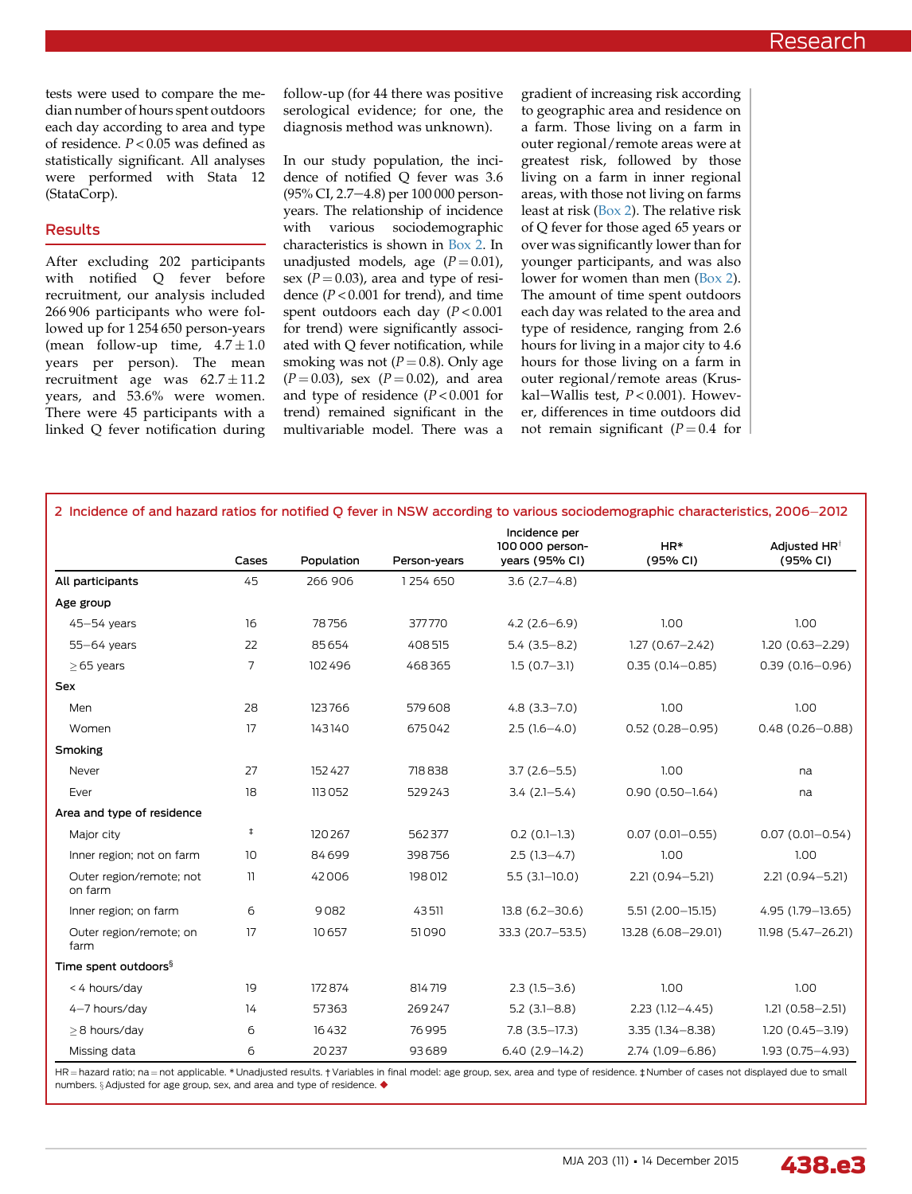tests were used to compare the median number of hours spent outdoors each day according to area and type of residence. $P < 0.05$ was defined as statistically significant. All analyses were performed with Stata 12 (StataCorp).

## Results

After excluding 202 participants with notified Q fever before recruitment, our analysis included 266 906 participants who were followed up for 1 254 650 person-years (mean follow-up time, 4.7 ± 1.0 years per person). The mean recruitment age was 62.7 ± 11.2 years, and 53.6% were women. There were 45 participants with a linked Q fever notification during follow-up (for 44 there was positive serological evidence; for one, the diagnosis method was unknown).

In our study population, the incidence of notified Q fever was 3.6 (95% CI, 2.7–4.8) per 100 000 person-years. The relationship of incidence with various sociodemographic characteristics is shown in Box 2. In unadjusted models, age ($P = 0.01$), sex ($P = 0.03$), area and type of residence ($P < 0.001$ for trend), and time spent outdoors each day ($P < 0.001$ for trend) were significantly associated with Q fever notification, while smoking was not ($P = 0.8$). Only age ($P = 0.03$), sex ($P = 0.02$), and area and type of residence ($P < 0.001$ for trend) remained significant in the multivariable model. There was a gradient of increasing risk according to geographic area and residence on a farm. Those living on a farm in outer regional/remote areas were at greatest risk, followed by those living on a farm in inner regional areas, with those not living on farms least at risk (Box 2). The relative risk of Q fever for those aged 65 years or over was significantly lower than for younger participants, and was also lower for women than men (Box 2). The amount of time spent outdoors each day was related to the area and type of residence, ranging from 2.6 hours for living in a major city to 4.6 hours for a farm in for those living on a farm in outer regional/remote areas (Kruskal–Wallis test, $P < 0.001$). However, differences in time outdoors did not remain significant ($P = 0.4$ for

**2 Incidence of and hazard ratios for notified Q fever in NSW according to various sociodemographic characteristics, 2006–2012**

| | Cases | Population | Person-years | Incidence per 100 000 person-years (95% CI) | HR* (95% CI) | Adjusted HR† (95% CI) |
|---|---|---|---|---|---|---|
| **All participants** | 45 | 266 906 | 1 254 650 | 3.6 (2.7–4.8) | | |
| **Age group** | | | | | | |
| 45–54 years | 16 | 78 756 | 377 770 | 4.2 (2.6–6.9) | 1.00 | 1.00 |
| 55–64 years | 22 | 85 654 | 408 515 | 5.4 (3.5–8.2) | 1.27 (0.67–2.42) | 1.20 (0.63–2.29) |
| ≥ 65 years | 7 | 102 496 | 468 365 | 1.5 (0.7–3.1) | 0.35 (0.14–0.85) | 0.39 (0.16–0.96) |
| **Sex** | | | | | | |
| Men | 28 | 123 766 | 579 608 | 4.8 (3.3–7.0) | 1.00 | 1.00 |
| Women | 17 | 143 140 | 675 042 | 2.5 (1.6–4.0) | 0.52 (0.28–0.95) | 0.48 (0.26–0.88) |
| **Smoking** | | | | | | |
| Never | 27 | 152 427 | 718 838 | 3.7 (2.6–5.5) | 1.00 | na |
| Ever | 18 | 113 052 | 529 243 | 3.4 (2.1–5.4) | 0.90 (0.50–1.64) | na |
| **Area and type of residence** | | | | | | |
| Major city | ‡ | 120 267 | 562 377 | 0.2 (0.1–1.3) | 0.07 (0.01–0.55) | 0.07 (0.01–0.54) |
| Inner region; not on farm | 10 | 84 699 | 398 756 | 2.5 (1.3–4.7) | 1.00 | 1.00 |
| Outer region/remote; not on farm | 11 | 42 006 | 198 012 | 5.5 (3.1–10.0) | 2.21 (0.94–5.21) | 2.21 (0.94–5.21) |
| Inner region; on farm | 6 | 9 082 | 43 511 | 13.8 (6.2–30.6) | 5.51 (2.00–15.15) | 4.95 (1.79–13.65) |
| Outer region/remote; on farm | 17 | 10 657 | 51 090 | 33.3 (20.7–53.5) | 13.28 (6.08–29.01) | 11.98 (5.47–26.21) |
| **Time spent outdoors§** | | | | | | |
| < 4 hours/day | 19 | 172 874 | 814 719 | 2.3 (1.5–3.6) | 1.00 | 1.00 |
| 4–7 hours/day | 14 | 57 363 | 269 247 | 5.2 (3.1–8.8) | 2.23 (1.12–4.45) | 1.21 (0.58–2.51) |
| ≥ 8 hours/day | 6 | 16 432 | 76 995 | 7.8 (3.5–17.3) | 3.35 (1.34–8.38) | 1.20 (0.45–3.19) |
| Missing data | 6 | 20 237 | 93 689 | 6.40 (2.9–14.2) | 2.74 (1.09–6.86) | 1.93 (0.75–4.93) |

HR = hazard ratio; na = not applicable. * Unadjusted results. † Variables in final model: age group, sex, area and type of residence. ‡ Number of cases not displayed due to small numbers. § Adjusted for age group, sex, and area and type of residence. ◆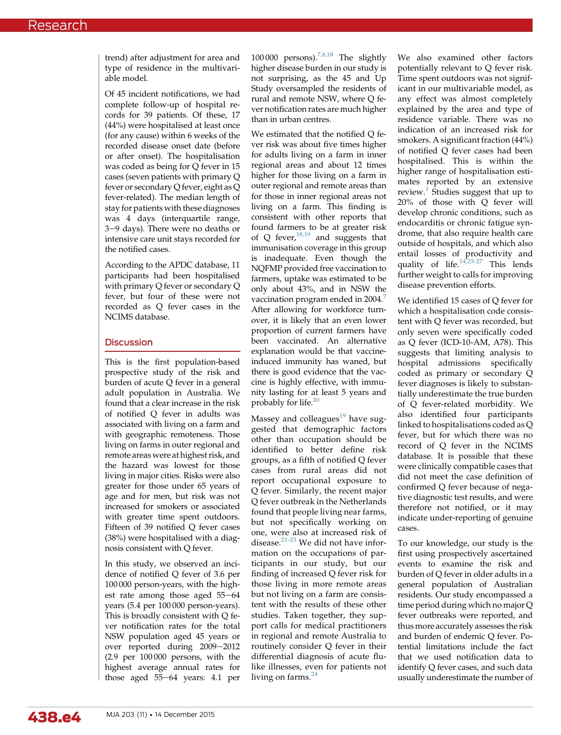trend) after adjustment for area and type of residence in the multivariable model.

Of 45 incident notifications, we had complete follow-up of hospital records for 39 patients. Of these, 17 (44%) were hospitalised at least once (for any cause) within 6 weeks of the recorded disease onset date (before or after onset). The hospitalisation was coded as being for Q fever in 15 cases (seven patients with primary Q fever or secondary Q fever, eight as Q fever-related). The median length of stay for patients with these diagnoses was 4 days (interquartile range, 3–9 days). There were no deaths or intensive care unit stays recorded for the notified cases.

According to the APDC database, 11 participants had been hospitalised with primary Q fever or secondary Q fever, but four of these were not recorded as Q fever cases in the NCIMS database.

## Discussion

This is the first population-based prospective study of the risk and burden of acute Q fever in a general adult population in Australia. We found that a clear increase in the risk of notified Q fever in adults was associated with living on a farm and with geographic remoteness. Those living on farms in outer regional and remote areas were at highest risk, and the hazard was lowest for those living in major cities. Risks were also greater for those under 65 years of age and for men, but risk was not increased for smokers or associated with greater time spent outdoors. Fifteen of 39 notified Q fever cases (38%) were hospitalised with a diagnosis consistent with Q fever.

In this study, we observed an incidence of notified Q fever of 3.6 per 100 000 person-years, with the highest rate among those aged 55–64 years (5.4 per 100 000 person-years). This is broadly consistent with Q fever notification rates for the total NSW population aged 45 years or over reported during 2009–2012 (2.9 per 100 000 persons, with the highest average annual rates for those aged 55–64 years: 4.1 per 100 000 persons).[7,8,18] The slightly higher disease burden in our study is not surprising, as the 45 and Up Study oversampled the residents of rural and remote NSW, where Q fever notification rates are much higher than in urban centres.

We estimated that the notified Q fever risk was about five times higher for adults living on a farm in inner regional areas and about 12 times higher for those living on a farm in outer regional and remote areas than for those in inner regional areas not living on a farm. This finding is consistent with other reports that found farmers to be at greater risk of Q fever,[18,19] and suggests that immunisation coverage in this group is inadequate. Even though the NQFMP provided free vaccination to farmers, uptake was estimated to be only about 43%, and in NSW the vaccination program ended in 2004.[7] After allowing for workforce turnover, it is likely that an even lower proportion of current farmers have been vaccinated. An alternative explanation would be that vaccine-induced immunity has waned, but there is good evidence that the vaccine is highly effective, with immunity lasting for at least 5 years and probably for life.[20]

Massey and colleagues[19] have suggested that demographic factors other than occupation should be identified to better define risk groups, as a fifth of notified Q fever cases from rural areas did not report occupational exposure to Q fever. Similarly, the recent major Q fever outbreak in the Netherlands found that people living near farms, but not specifically working on one, were also at increased risk of disease.[21-23] We did not have information on the occupations of participants in our study, but our finding of increased Q fever risk for those living in more remote areas but not living on a farm is consistent with the results of these other studies. Taken together, they support calls for medical practitioners in regional and remote Australia to routinely consider Q fever in their differential diagnosis of acute flu-like illnesses, even for patients not living on farms.[24]

We also examined other factors potentially relevant to Q fever risk. Time spent outdoors was not significant in our multivariable model, as any effect was almost completely explained by the area and type of residence variable. There was no indication of an increased risk for smokers. A significant fraction (44%) of notified Q fever cases had been hospitalised. This is within the higher range of hospitalisation estimates reported by an extensive review.[1] Studies suggest that up to 20% of those with Q fever will develop chronic conditions, such as endocarditis or chronic fatigue syndrome, that also require health care outside of hospitals, and which also entail losses of productivity and quality of life.[14,25-27] This lends further weight to calls for improving disease prevention efforts.

We identified 15 cases of Q fever for which a hospitalisation code consistent with Q fever was recorded, but only seven were specifically coded as Q fever (ICD-10-AM, A78). This suggests that limiting analysis to hospital admissions specifically coded as primary or secondary Q fever diagnoses is likely to substantially underestimate the true burden of Q fever-related morbidity. We also identified four participants linked to hospitalisations coded as Q fever, but for which there was no record of Q fever in the NCIMS database. It is possible that these were clinically compatible cases that did not meet the case definition of confirmed Q fever because of negative diagnostic test results, and were therefore not notified, or it may indicate under-reporting of genuine cases.

To our knowledge, our study is the first using prospectively ascertained events to examine the risk and burden of Q fever in older adults in a general population of Australian residents. Our study encompassed a time period during which no major Q fever outbreaks were reported, and thus more accurately assesses the risk and burden of endemic Q fever. Potential limitations include the fact that we used notification data to identify Q fever cases, and such data usually underestimate the number of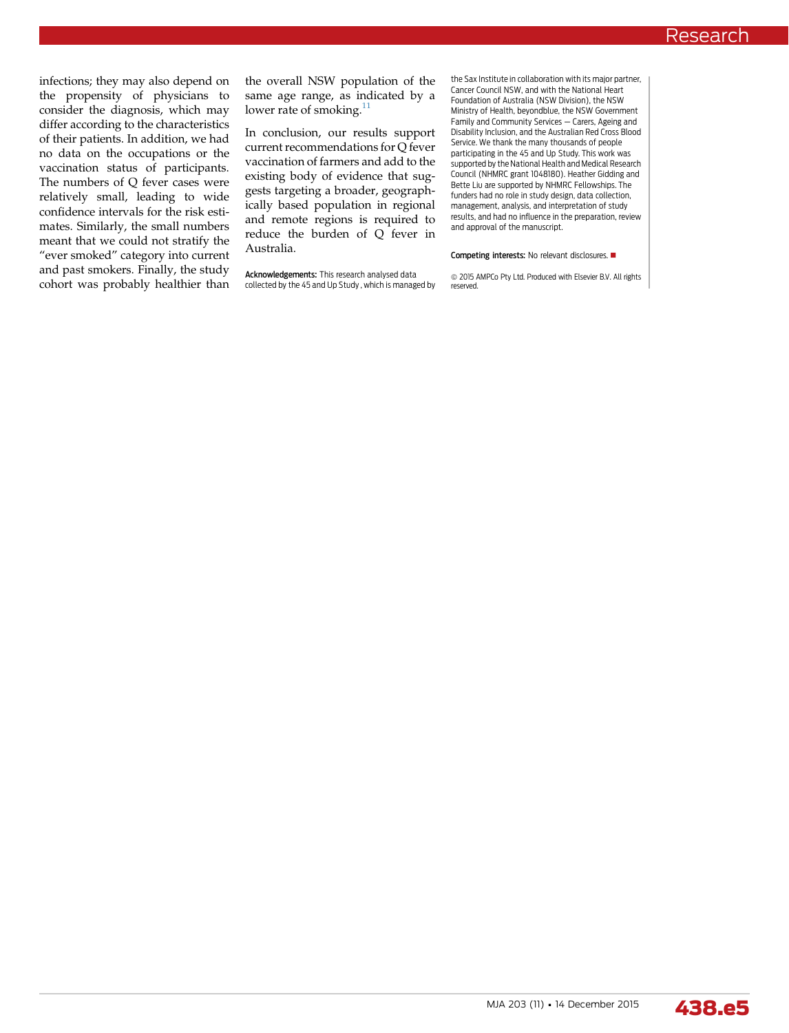infections; they may also depend on the propensity of physicians to consider the diagnosis, which may differ according to the characteristics of their patients. In addition, we had no data on the occupations or the vaccination status of participants. The numbers of Q fever cases were relatively small, leading to wide confidence intervals for the risk estimates. Similarly, the small numbers meant that we could not stratify the "ever smoked" category into current and past smokers. Finally, the study cohort was probably healthier than the overall NSW population of the same age range, as indicated by a lower rate of smoking.[11]

In conclusion, our results support current recommendations for Q fever vaccination of farmers and add to the existing body of evidence that suggests targeting a broader, geographically based population in regional and remote regions is required to reduce the burden of Q fever in Australia.

**Acknowledgements:** This research analysed data collected by the 45 and Up Study, which is managed by the Sax Institute in collaboration with its major partner, Cancer Council NSW, and with the National Heart Foundation of Australia (NSW Division), the NSW Ministry of Health, beyondblue, the NSW Government Family and Community Services — Carers, Ageing and Disability Inclusion, and the Australian Red Cross Blood Service. We thank the many thousands of people participating in the 45 and Up Study. This work was supported by the National Health and Medical Research Council (NHMRC grant 1048180). Heather Gidding and Bette Liu are supported by NHMRC Fellowships. The funders had no role in study design, data collection, management, analysis, and interpretation of study results, and had no influence in the preparation, review and approval of the manuscript.

**Competing interests:** No relevant disclosures. ■

© 2015 AMPCo Pty Ltd. Produced with Elsevier B.V. All rights reserved.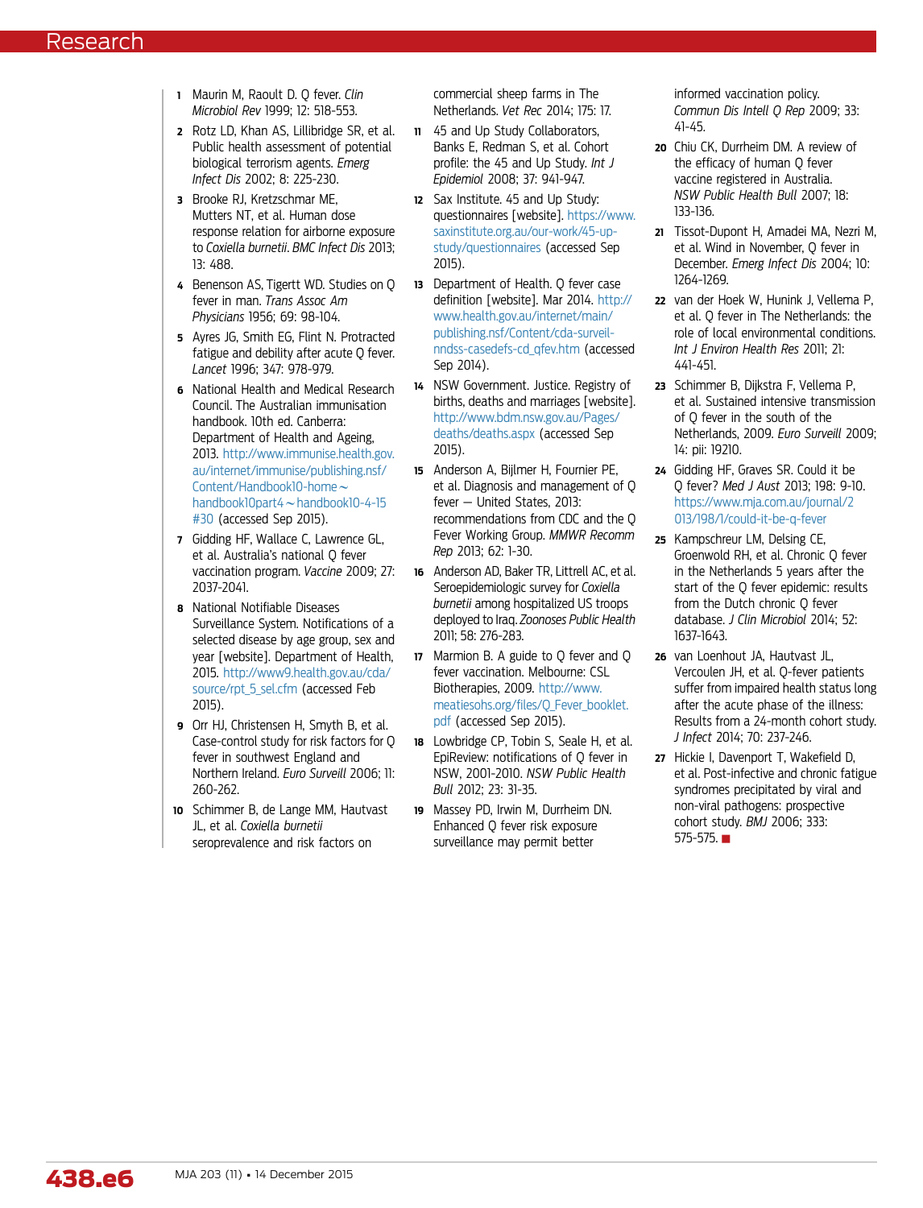1. Maurin M, Raoult D. Q fever. *Clin Microbiol Rev* 1999; 12: 518-553.
2. Rotz LD, Khan AS, Lillibridge SR, et al. Public health assessment of potential biological terrorism agents. *Emerg Infect Dis* 2002; 8: 225-230.
3. Brooke RJ, Kretzschmar ME, Mutters NT, et al. Human dose response relation for airborne exposure to *Coxiella burnetii*. *BMC Infect Dis* 2013; 13: 488.
4. Benenson AS, Tigertt WD. Studies on Q fever in man. *Trans Assoc Am Physicians* 1956; 69: 98-104.
5. Ayres JG, Smith EG, Flint N. Protracted fatigue and debility after acute Q fever. *Lancet* 1996; 347: 978-979.
6. National Health and Medical Research Council. The Australian immunisation handbook. 10th ed. Canberra: Department of Health and Ageing, 2013. http://www.immunise.health.gov.au/internet/immunise/publishing.nsf/Content/Handbook10-home~handbook10part4~handbook10-4-15#30 (accessed Sep 2015).
7. Gidding HF, Wallace C, Lawrence GL, et al. Australia's national Q fever vaccination program. *Vaccine* 2009; 27: 2037-2041.
8. National Notifiable Diseases Surveillance System. Notifications of a selected disease by age group, sex and year [website]. Department of Health, 2015. http://www9.health.gov.au/cda/source/rpt_5_sel.cfm (accessed Feb 2015).
9. Orr HJ, Christensen H, Smyth B, et al. Case-control study for risk factors for Q fever in southwest England and Northern Ireland. *Euro Surveill* 2006; 11: 260-262.
10. Schimmer B, de Lange MM, Hautvast JL, et al. *Coxiella burnetii* seroprevalence and risk factors on commercial sheep farms in The Netherlands. *Vet Rec* 2014; 175: 17.
11. 45 and Up Study Collaborators, Banks E, Redman S, et al. Cohort profile: the 45 and Up Study. *Int J Epidemiol* 2008; 37: 941-947.
12. Sax Institute. 45 and Up Study: questionnaires [website]. https://www.saxinstitute.org.au/our-work/45-up-study/questionnaires (accessed Sep 2015).
13. Department of Health. Q fever case definition [website]. Mar 2014. http://www.health.gov.au/internet/main/publishing.nsf/Content/cda-surveil-nndss-casedefs-cd_qfev.htm (accessed Sep 2014).
14. NSW Government. Justice. Registry of births, deaths and marriages [website]. http://www.bdm.nsw.gov.au/Pages/deaths/deaths.aspx (accessed Sep 2015).
15. Anderson A, Bijlmer H, Fournier PE, et al. Diagnosis and management of Q fever — United States, 2013: recommendations from CDC and the Q Fever Working Group. *MMWR Recomm Rep* 2013; 62: 1-30.
16. Anderson AD, Baker TR, Littrell AC, et al. Seroepidemiologic survey for *Coxiella burnetii* among hospitalized US troops deployed to Iraq. *Zoonoses Public Health* 2011; 58: 276-283.
17. Marmion B. A guide to Q fever and Q fever vaccination. Melbourne: CSL Biotherapies, 2009. http://www.meatiesohs.org/files/Q_Fever_booklet.pdf (accessed Sep 2015).
18. Lowbridge CP, Tobin S, Seale H, et al. EpiReview: notifications of Q fever in NSW, 2001-2010. *NSW Public Health Bull* 2012; 23: 31-35.
19. Massey PD, Irwin M, Durrheim DN. Enhanced Q fever risk exposure surveillance may permit better informed vaccination policy. *Commun Dis Intell Q Rep* 2009; 33: 41-45.
20. Chiu CK, Durrheim DM. A review of the efficacy of human Q fever vaccine registered in Australia. *NSW Public Health Bull* 2007; 18: 133-136.
21. Tissot-Dupont H, Amadei MA, Nezri M, et al. Wind in November, Q fever in December. *Emerg Infect Dis* 2004; 10: 1264-1269.
22. van der Hoek W, Hunink J, Vellema P, et al. Q fever in The Netherlands: the role of local environmental conditions. *Int J Environ Health Res* 2011; 21: 441-451.
23. Schimmer B, Dijkstra F, Vellema P, et al. Sustained intensive transmission of Q fever in the south of the Netherlands, 2009. *Euro Surveill* 2009; 14: pii: 19210.
24. Gidding HF, Graves SR. Could it be Q fever? *Med J Aust* 2013; 198: 9-10. https://www.mja.com.au/journal/2013/198/1/could-it-be-q-fever
25. Kampschreur LM, Delsing CE, Groenwold RH, et al. Chronic Q fever in the Netherlands 5 years after the start of the Q fever epidemic: results from the Dutch chronic Q fever database. *J Clin Microbiol* 2014; 52: 1637-1643.
26. van Loenhout JA, Hautvast JL, Vercoulen JH, et al. Q-fever patients suffer from impaired health status long after the acute phase of the illness: Results from a 24-month cohort study. *J Infect* 2014; 70: 237-246.
27. Hickie I, Davenport T, Wakefield D, et al. Post-infective and chronic fatigue syndromes precipitated by viral and non-viral pathogens: prospective cohort study. *BMJ* 2006; 333: 575-575. ■